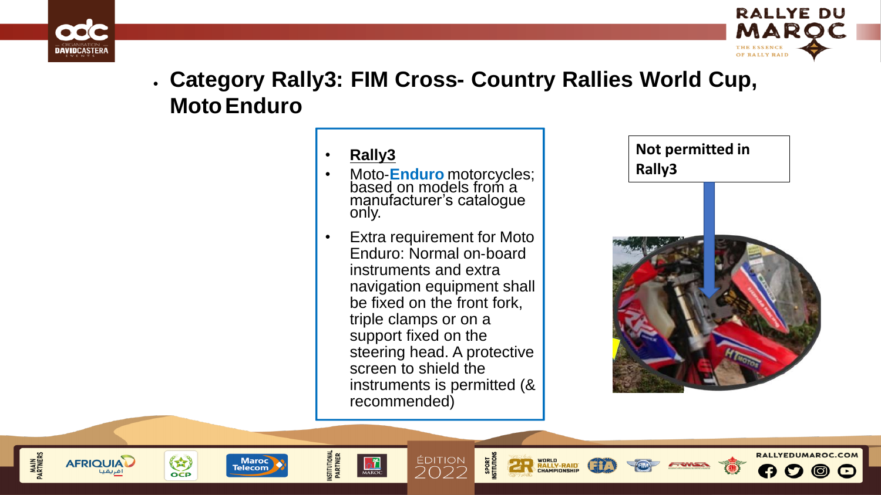- **Category Rally3: FIM Cross- Country Rallies World Cup, Moto Enduro**

- **Rally3**
- Moto-**Enduro** motorcycles; based on models from a manufacturer's catalogue only.
- Extra requirement for Moto Enduro: Normal on-board instruments and extra navigation equipment shall be fixed on the front fork, triple clamps or on a support fixed on the steering head. A protective screen to shield the instruments is permitted (& recommended)

**Not permitted in Rally3**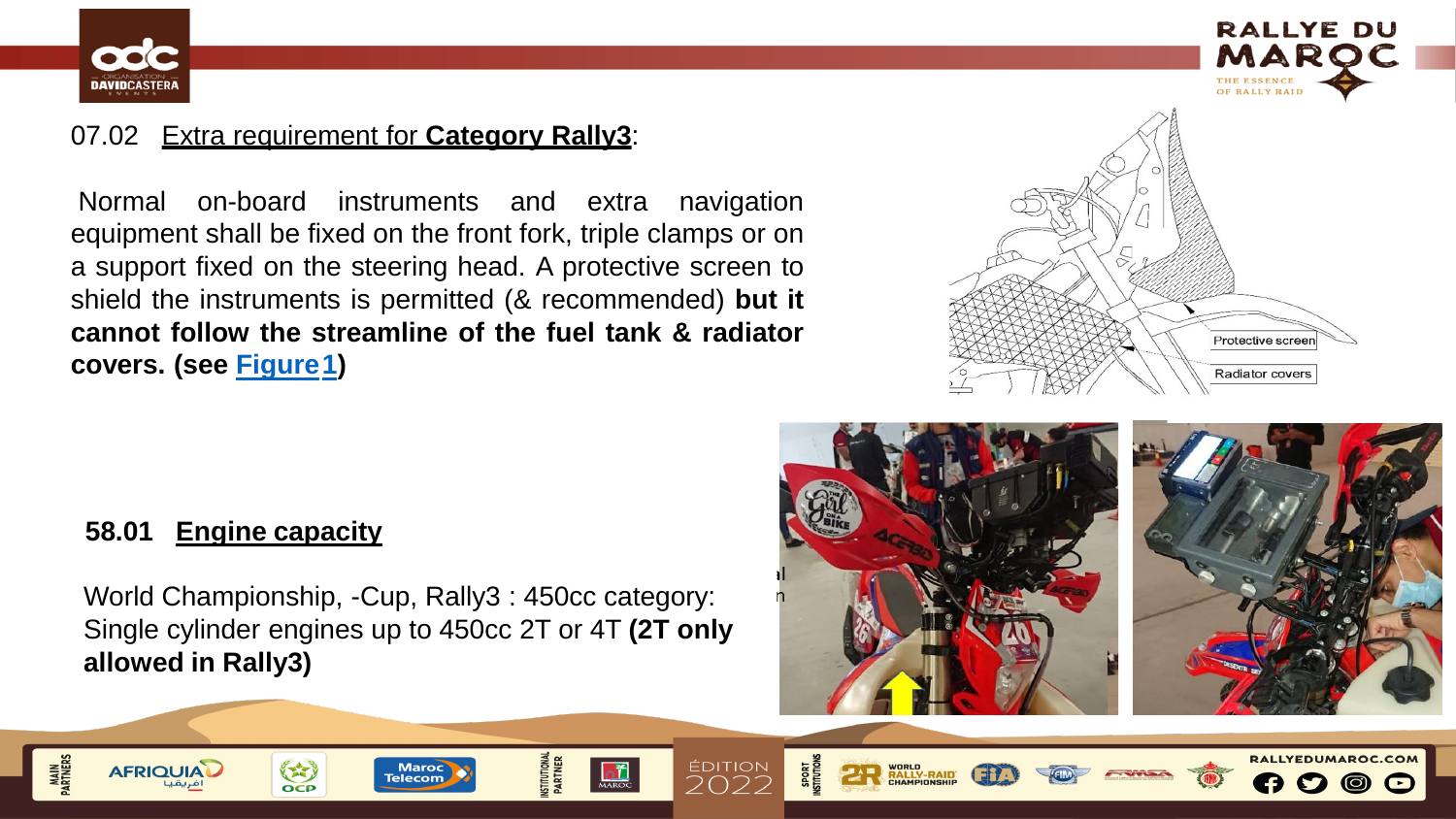## 07.02 Extra requirement for **Category Rally3**:

Normal on-board instruments and extra navigation equipment shall be fixed on the front fork, triple clamps or on a support fixed on the steering head. A protective screen to shield the instruments is permitted (& recommended) **but it cannot follow the streamline of the fuel tank & radiator covers. (see Figure1)**

## 58.01 Engine capacity

World Championship, -Cup, Rally3 : 450cc category: Single cylinder engines up to 450cc 2T or 4T **(2T only allowed in Rally3)**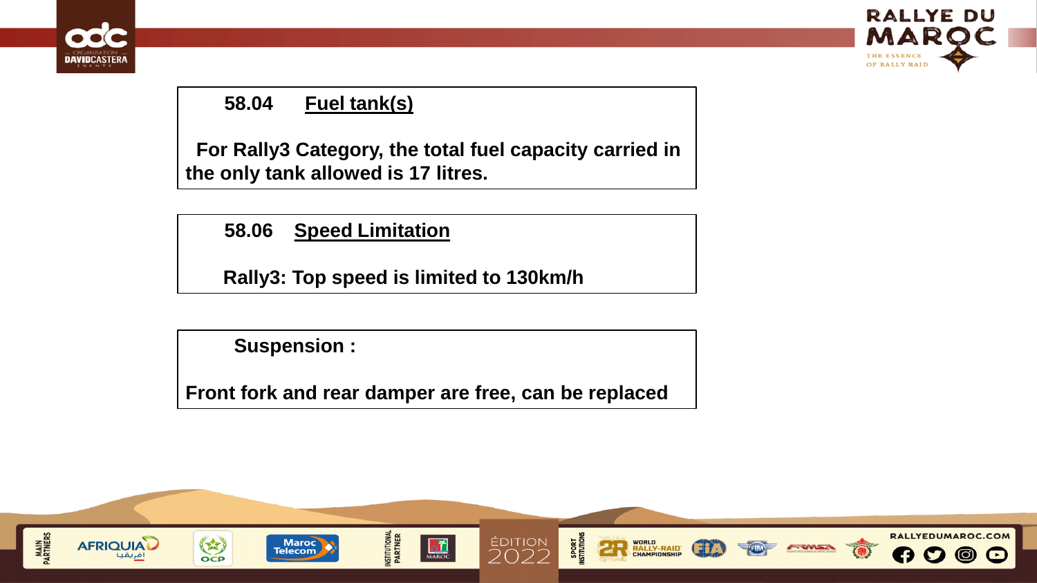**58.04 Fuel tank(s)**

**For Rally3 Category, the total fuel capacity carried in the only tank allowed is 17 litres.**

**58.06 Speed Limitation**

**Rally3: Top speed is limited to 130km/h**

**Suspension :**

**Front fork and rear damper are free, can be replaced**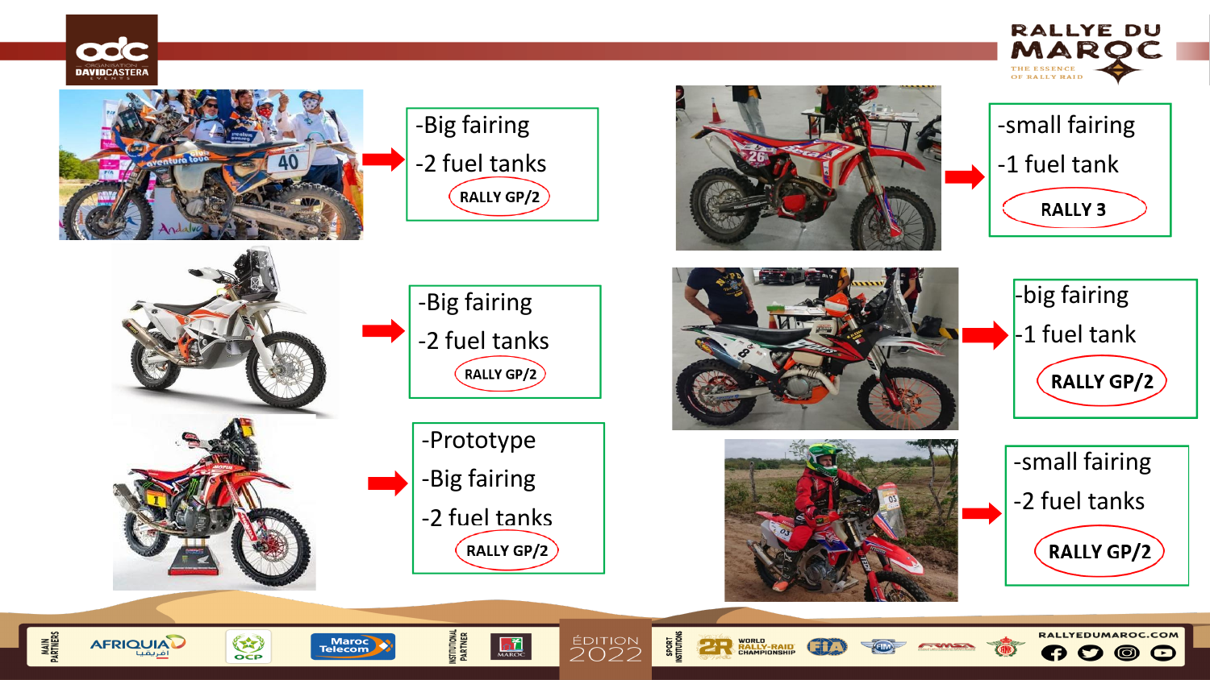-Big fairing

-2 fuel tanks

RALLY GP/2

-small fairing

-1 fuel tank

RALLY 3

-Big fairing

-2 fuel tanks

RALLY GP/2

-big fairing

-1 fuel tank

RALLY GP/2

-Prototype

-Big fairing

-2 fuel tanks

RALLY GP/2

-small fairing

-2 fuel tanks

RALLY GP/2